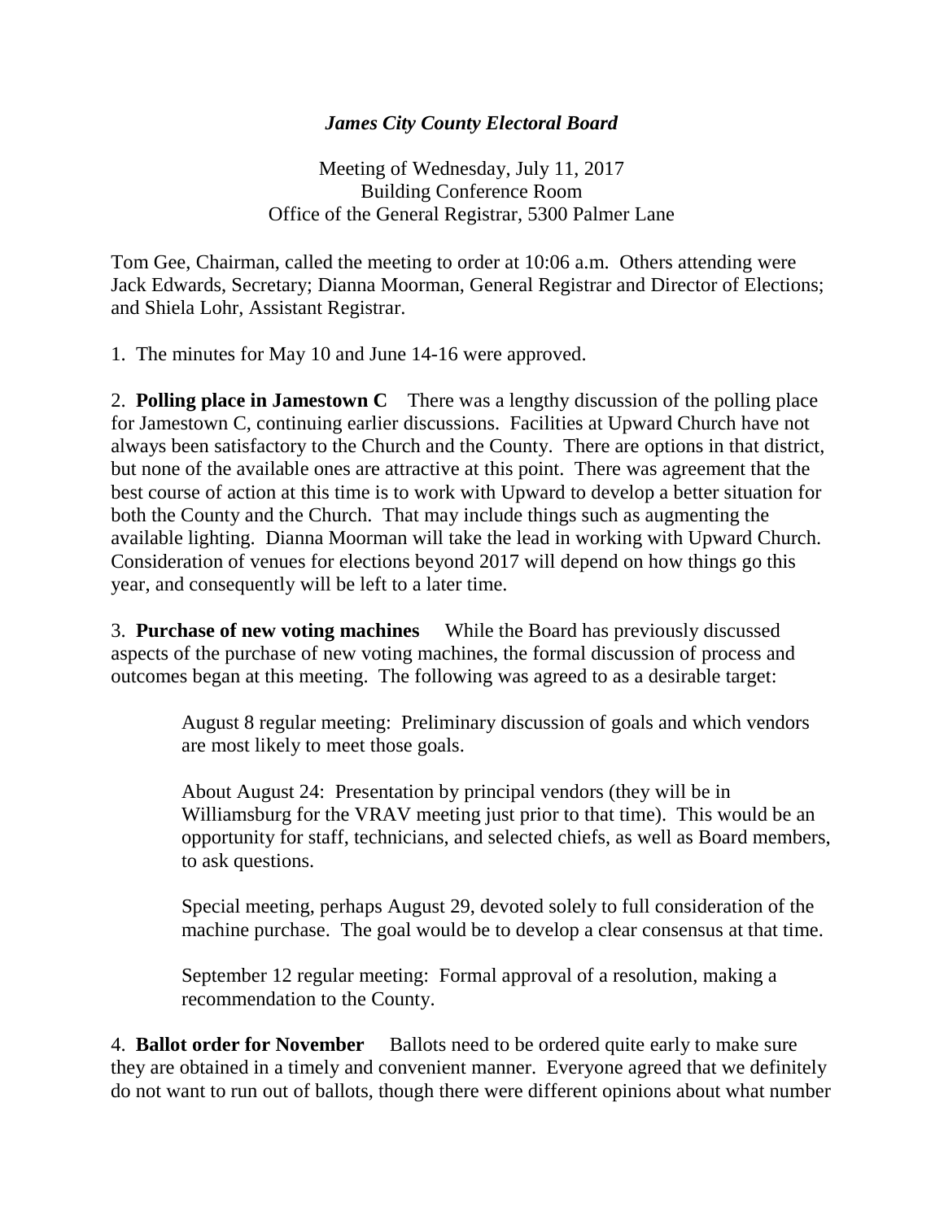# *James City County Electoral Board*

Meeting of Wednesday, July 11, 2017
Building Conference Room
Office of the General Registrar, 5300 Palmer Lane

Tom Gee, Chairman, called the meeting to order at 10:06 a.m. Others attending were Jack Edwards, Secretary; Dianna Moorman, General Registrar and Director of Elections; and Shiela Lohr, Assistant Registrar.

1. The minutes for May 10 and June 14-16 were approved.

2. **Polling place in Jamestown C** There was a lengthy discussion of the polling place for Jamestown C, continuing earlier discussions. Facilities at Upward Church have not always been satisfactory to the Church and the County. There are options in that district, but none of the available ones are attractive at this point. There was agreement that the best course of action at this time is to work with Upward to develop a better situation for both the County and the Church. That may include things such as augmenting the available lighting. Dianna Moorman will take the lead in working with Upward Church. Consideration of venues for elections beyond 2017 will depend on how things go this year, and consequently will be left to a later time.

3. **Purchase of new voting machines** While the Board has previously discussed aspects of the purchase of new voting machines, the formal discussion of process and outcomes began at this meeting. The following was agreed to as a desirable target:

> August 8 regular meeting: Preliminary discussion of goals and which vendors are most likely to meet those goals.
>
> About August 24: Presentation by principal vendors (they will be in Williamsburg for the VRAV meeting just prior to that time). This would be an opportunity for staff, technicians, and selected chiefs, as well as Board members, to ask questions.
>
> Special meeting, perhaps August 29, devoted solely to full consideration of the machine purchase. The goal would be to develop a clear consensus at that time.
>
> September 12 regular meeting: Formal approval of a resolution, making a recommendation to the County.

4. **Ballot order for November** Ballots need to be ordered quite early to make sure they are obtained in a timely and convenient manner. Everyone agreed that we definitely do not want to run out of ballots, though there were different opinions about what number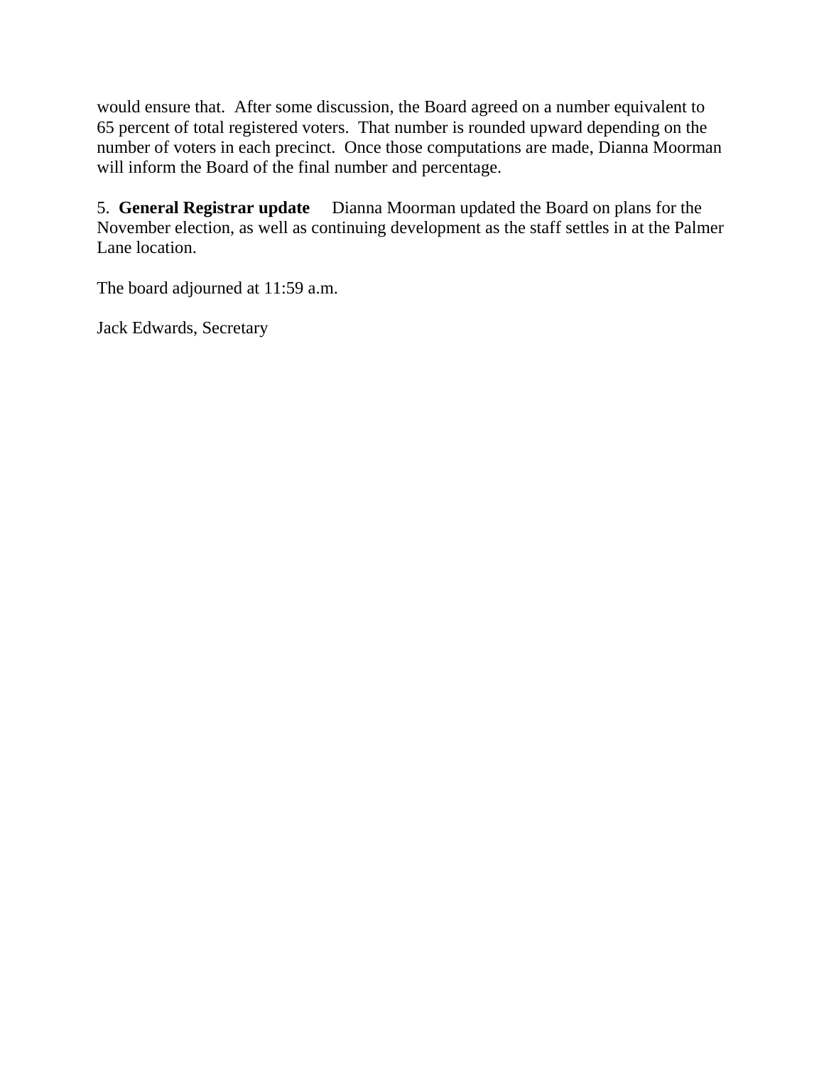would ensure that. After some discussion, the Board agreed on a number equivalent to 65 percent of total registered voters. That number is rounded upward depending on the number of voters in each precinct. Once those computations are made, Dianna Moorman will inform the Board of the final number and percentage.

5. **General Registrar update** Dianna Moorman updated the Board on plans for the November election, as well as continuing development as the staff settles in at the Palmer Lane location.

The board adjourned at 11:59 a.m.

Jack Edwards, Secretary